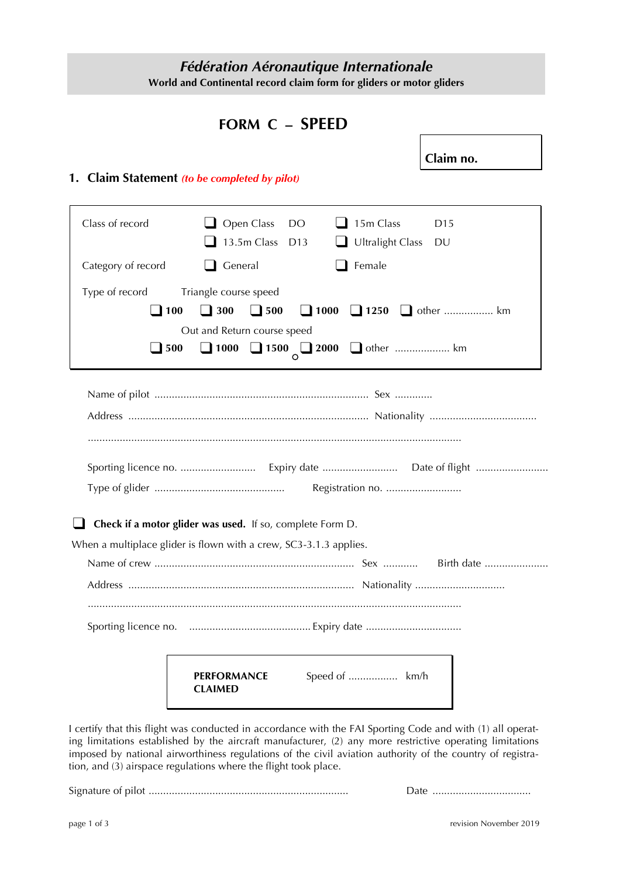*Fédération Aéronautique Internationale*

**World and Continental record claim form for gliders or motor gliders**

# FORM C – SPEED

**Claim no.**

## 1. Claim Statement *(to be completed by pilot)*

Class of record ❑ Open Class DO ❑ 15m Class D15
❑ 13.5m Class D13 ❑ Ultralight Class DU

Category of record ❑ General ❑ Female

Type of record Triangle course speed
❑ **100** ❑ **300** ❑ **500** ❑ **1000** ❑ **1250** ❑ other ................. km

Out and Return course speed
❑ **500** ❑ **1000** ❑ **1500** ❑ **2000** ❑ other ................... km

Name of pilot .......................................................................... Sex .............

Address .................................................................................. Nationality .....................................

...............................................................................................................................

Sporting licence no. .......................... Expiry date .......................... Date of flight .........................

Type of glider ............................................. Registration no. ..........................

❑ **Check if a motor glider was used.** If so, complete Form D.

When a multiplace glider is flown with a crew, SC3-3.1.3 applies.

Name of crew ..................................................................... Sex ........... Birth date ......................

Address ............................................................................. Nationality ...............................

...............................................................................................................................

Sporting licence no. .......................................... Expiry date .................................

**PERFORMANCE CLAIMED** Speed of ................. km/h

I certify that this flight was conducted in accordance with the FAI Sporting Code and with (1) all operating limitations established by the aircraft manufacturer, (2) any more restrictive operating limitations imposed by national airworthiness regulations of the civil aviation authority of the country of registration, and (3) airspace regulations where the flight took place.

Signature of pilot ..................................................................... Date ..................................

revision November 2019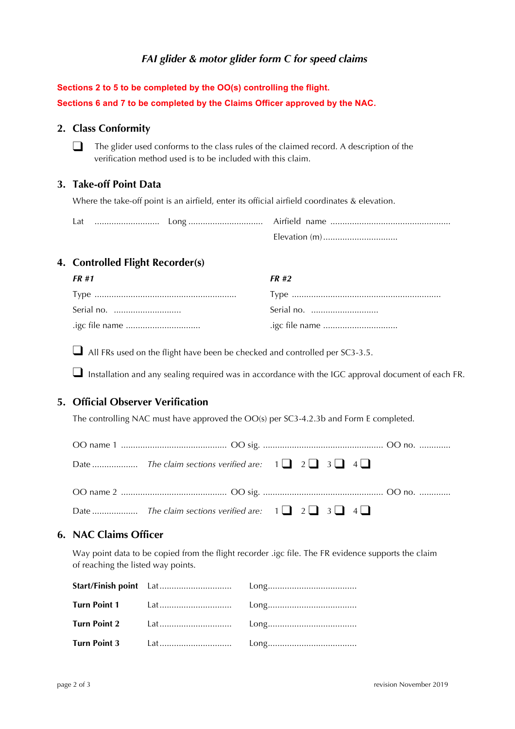*FAI glider & motor glider form C for speed claims*

**Sections 2 to 5 to be completed by the OO(s) controlling the flight.**

**Sections 6 and 7 to be completed by the Claims Officer approved by the NAC.**

## 2. Class Conformity

❑ The glider used conforms to the class rules of the claimed record. A description of the verification method used is to be included with this claim.

## 3. Take-off Point Data

Where the take-off point is an airfield, enter its official airfield coordinates & elevation.

Lat ........................... Long .............................. Airfield name .................................................

Elevation (m)...............................

## 4. Controlled Flight Recorder(s)

***FR #1***

Type ..........................................................

Serial no. ............................

.igc file name ...............................

***FR #2***

Type .............................................................

Serial no. ............................

.igc file name ...............................

❑ All FRs used on the flight have been be checked and controlled per SC3-3.5.

❑ Installation and any sealing required was in accordance with the IGC approval document of each FR.

## 5. Official Observer Verification

The controlling NAC must have approved the OO(s) per SC3-4.2.3b and Form E completed.

OO name 1 ........................................... OO sig. ................................................. OO no. .............

Date ................... *The claim sections verified are:* 1 ❑ 2 ❑ 3 ❑ 4 ❑

OO name 2 ........................................... OO sig. ................................................. OO no. .............

Date ................... *The claim sections verified are:* 1 ❑ 2 ❑ 3 ❑ 4 ❑

## 6. NAC Claims Officer

Way point data to be copied from the flight recorder .igc file. The FR evidence supports the claim of reaching the listed way points.

**Start/Finish point** Lat............................. Long....................................

**Turn Point 1** Lat............................. Long....................................

**Turn Point 2** Lat............................. Long....................................

**Turn Point 3** Lat............................. Long....................................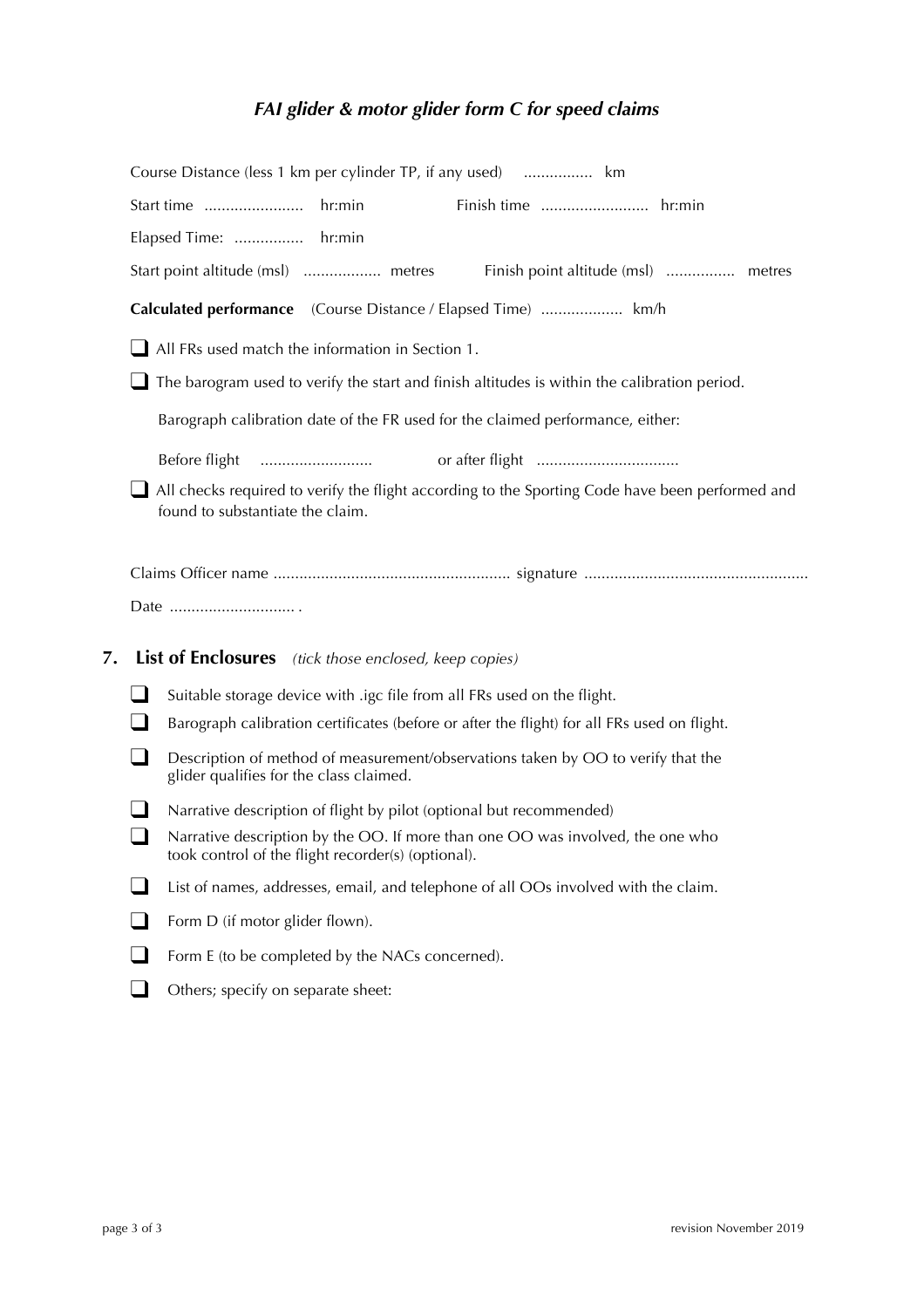## *FAI glider & motor glider form C for speed claims*

Course Distance (less 1 km per cylinder TP, if any used) ................ km

Start time ....................... hr:min     Finish time ......................... hr:min

Elapsed Time: ................ hr:min

Start point altitude (msl) .................. metres     Finish point altitude (msl) ................ metres

**Calculated performance** (Course Distance / Elapsed Time) ................... km/h

- ☐ All FRs used match the information in Section 1.
- ☐ The barogram used to verify the start and finish altitudes is within the calibration period.

  Barograph calibration date of the FR used for the claimed performance, either:

  Before flight .......................... or after flight .................................

- ☐ All checks required to verify the flight according to the Sporting Code have been performed and found to substantiate the claim.

Claims Officer name ...................................................... signature ...................................................

Date ............................ .

## 7. List of Enclosures *(tick those enclosed, keep copies)*

- ☐ Suitable storage device with .igc file from all FRs used on the flight.
- ☐ Barograph calibration certificates (before or after the flight) for all FRs used on flight.
- ☐ Description of method of measurement/observations taken by OO to verify that the glider qualifies for the class claimed.
- ☐ Narrative description of flight by pilot (optional but recommended)
- ☐ Narrative description by the OO. If more than one OO was involved, the one who took control of the flight recorder(s) (optional).
- ☐ List of names, addresses, email, and telephone of all OOs involved with the claim.
- ☐ Form D (if motor glider flown).
- ☐ Form E (to be completed by the NACs concerned).
- ☐ Others; specify on separate sheet: